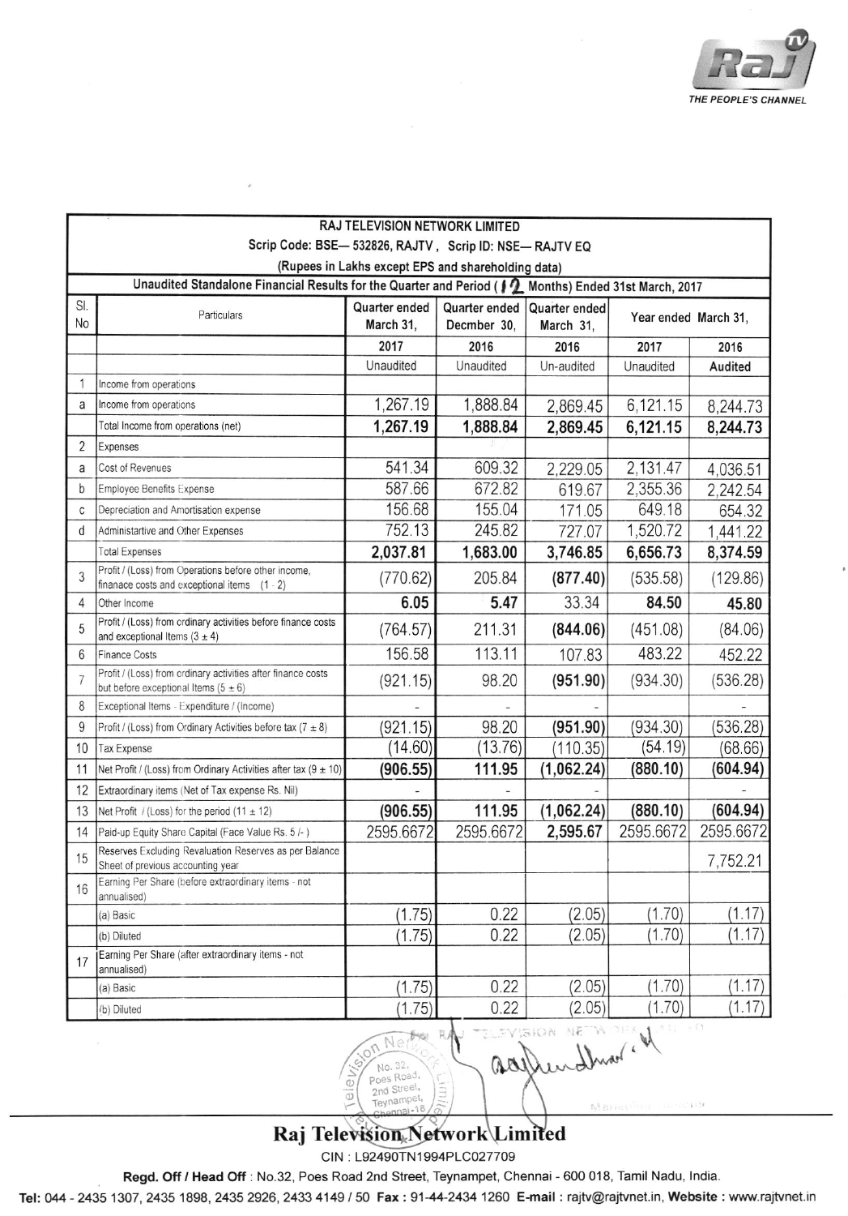THE PEOPLE'S CHANNEL

| | RAJ TELEVISION NETWORK LIMITED | | | | | |
|---|---|---|---|---|---|---|
| | Scrip Code: BSE— 532826, RAJTV , Scrip ID: NSE— RAJTV EQ | | | | | |
| | (Rupees in Lakhs except EPS and shareholding data) | | | | | |
| | Unaudited Standalone Financial Results for the Quarter and Period ( 12 Months) Ended 31st March, 2017 | | | | | |
| Sl. No | Particulars | Quarter ended March 31, | Quarter ended Decmber 30, | Quarter ended March 31, | Year ended March 31, | |
| | | 2017 | 2016 | 2016 | 2017 | 2016 |
| | | Unaudited | Unaudited | Un-audited | Unaudited | Audited |
| 1 | Income from operations | | | | | |
| a | Income from operations | 1,267.19 | 1,888.84 | 2,869.45 | 6,121.15 | 8,244.73 |
| | Total Income from operations (net) | **1,267.19** | **1,888.84** | **2,869.45** | **6,121.15** | **8,244.73** |
| 2 | Expenses | | | | | |
| a | Cost of Revenues | 541.34 | 609.32 | 2,229.05 | 2,131.47 | 4,036.51 |
| b | Employee Benefits Expense | 587.66 | 672.82 | 619.67 | 2,355.36 | 2,242.54 |
| c | Depreciation and Amortisation expense | 156.68 | 155.04 | 171.05 | 649.18 | 654.32 |
| d | Administartive and Other Expenses | 752.13 | 245.82 | 727.07 | 1,520.72 | 1,441.22 |
| | Total Expenses | **2,037.81** | **1,683.00** | **3,746.85** | **6,656.73** | **8,374.59** |
| 3 | Profit / (Loss) from Operations before other income, finanace costs and exceptional items (1 - 2) | (770.62) | 205.84 | **(877.40)** | (535.58) | (129.86) |
| 4 | Other Income | **6.05** | **5.47** | 33.34 | **84.50** | **45.80** |
| 5 | Profit / (Loss) from ordinary activities before finance costs and exceptional Items (3 ± 4) | (764.57) | 211.31 | **(844.06)** | (451.08) | (84.06) |
| 6 | Finance Costs | 156.58 | 113.11 | 107.83 | 483.22 | 452.22 |
| 7 | Profit / (Loss) from ordinary activities after finance costs but before exceptional Items (5 ± 6) | (921.15) | 98.20 | **(951.90)** | (934.30) | (536.28) |
| 8 | Exceptional Items - Expenditure / (Income) | - | - | - | | - |
| 9 | Profit / (Loss) from Ordinary Activities before tax (7 ± 8) | (921.15) | 98.20 | **(951.90)** | (934.30) | (536.28) |
| 10 | Tax Expense | (14.60) | (13.76) | (110.35) | (54.19) | (68.66) |
| 11 | Net Profit / (Loss) from Ordinary Activities after tax (9 ± 10) | **(906.55)** | **111.95** | **(1,062.24)** | **(880.10)** | **(604.94)** |
| 12 | Extraordinary items (Net of Tax expense Rs. Nil) | - | - | - | | - |
| 13 | Net Profit / (Loss) for the period (11 ± 12) | **(906.55)** | **111.95** | **(1,062.24)** | **(880.10)** | **(604.94)** |
| 14 | Paid-up Equity Share Capital (Face Value Rs. 5 /- ) | 2595.6672 | 2595.6672 | 2,595.67 | 2595.6672 | 2595.6672 |
| 15 | Reserves Excluding Revaluation Reserves as per Balance Sheet of previous accounting year | | | | | 7,752.21 |
| 16 | Earning Per Share (before extraordinary items - not annualised) | | | | | |
| | (a) Basic | (1.75) | 0.22 | (2.05) | (1.70) | (1.17) |
| | (b) Diluted | (1.75) | 0.22 | (2.05) | (1.70) | (1.17) |
| 17 | Earning Per Share (after extraordinary items - not annualised) | | | | | |
| | (a) Basic | (1.75) | 0.22 | (2.05) | (1.70) | (1.17) |
| | (b) Diluted | (1.75) | 0.22 | (2.05) | (1.70) | (1.17) |

For RAJ TELEVISION NETWORK LIMITED

Managing Director

# Raj Television Network Limited

CIN : L92490TN1994PLC027709

**Regd. Off / Head Off** : No.32, Poes Road 2nd Street, Teynampet, Chennai - 600 018, Tamil Nadu, India.

**Tel:** 044 - 2435 1307, 2435 1898, 2435 2926, 2433 4149 / 50 **Fax :** 91-44-2434 1260 **E-mail :** rajtv@rajtvnet.in, **Website :** www.rajtvnet.in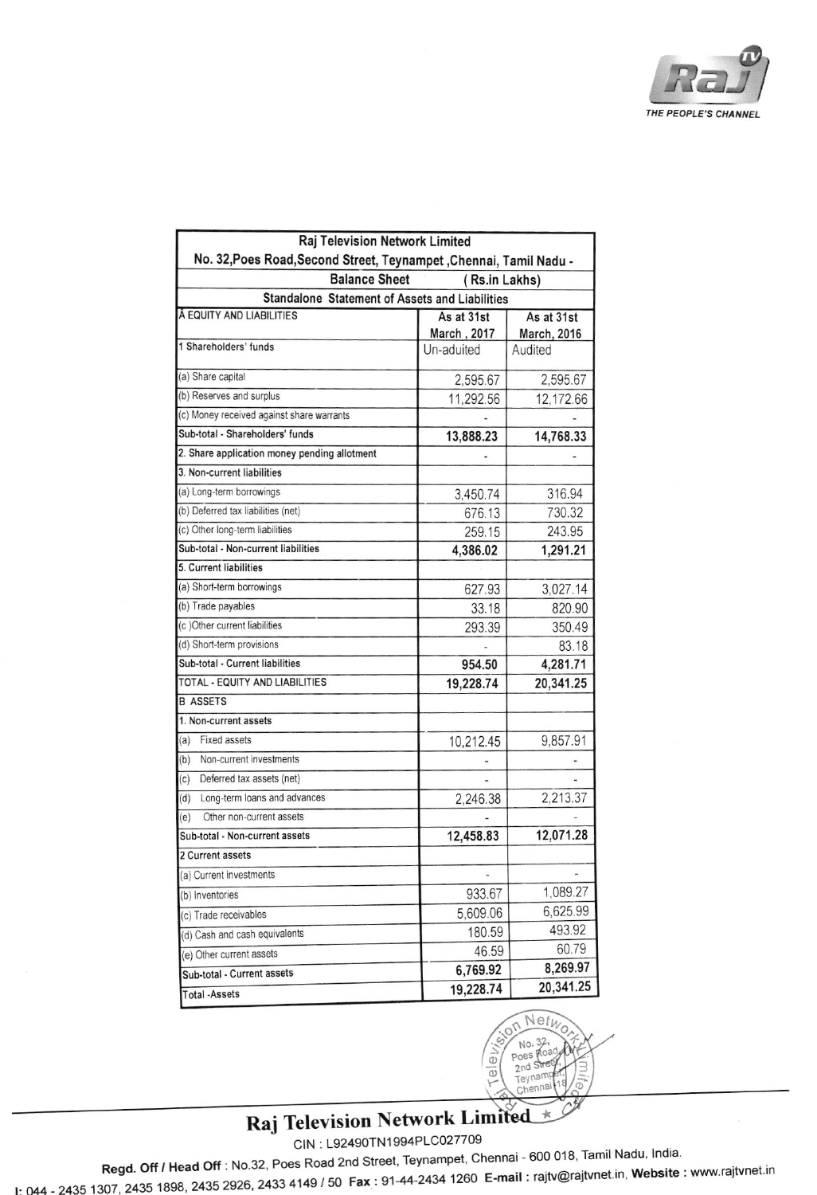THE PEOPLE'S CHANNEL

| Raj Television Network Limited | | |
|---|---|---|
| No. 32,Poes Road,Second Street, Teynampet ,Chennai, Tamil Nadu - | | |
| Balance Sheet ( Rs.in Lakhs) | | |
| Standalone Statement of Assets and Liabilities | | |
| A EQUITY AND LIABILITIES | As at 31st March , 2017 | As at 31st March, 2016 |
| 1 Shareholders' funds | Un-aduited | Audited |
| (a) Share capital | 2,595.67 | 2,595.67 |
| (b) Reserves and surplus | 11,292.56 | 12,172.66 |
| (c) Money received against share warrants | - | - |
| **Sub-total - Shareholders' funds** | **13,888.23** | **14,768.33** |
| 2. Share application money pending allotment | - | - |
| 3. Non-current liabilities | | |
| (a) Long-term borrowings | 3,450.74 | 316.94 |
| (b) Deferred tax liabilities (net) | 676.13 | 730.32 |
| (c) Other long-term liabilities | 259.15 | 243.95 |
| **Sub-total - Non-current liabilities** | **4,386.02** | **1,291.21** |
| 5. Current liabilities | | |
| (a) Short-term borrowings | 627.93 | 3,027.14 |
| (b) Trade payables | 33.18 | 820.90 |
| (c )Other current liabilities | 293.39 | 350.49 |
| (d) Short-term provisions | - | 83.18 |
| **Sub-total - Current liabilities** | **954.50** | **4,281.71** |
| TOTAL - EQUITY AND LIABILITIES | **19,228.74** | **20,341.25** |
| B ASSETS | | |
| 1. Non-current assets | | |
| (a) Fixed assets | 10,212.45 | 9,857.91 |
| (b) Non-current investments | - | - |
| (c) Deferred tax assets (net) | - | - |
| (d) Long-term loans and advances | 2,246.38 | 2,213.37 |
| (e) Other non-current assets | - | - |
| **Sub-total - Non-current assets** | **12,458.83** | **12,071.28** |
| 2 Current assets | | |
| (a) Current investments | - | - |
| (b) Inventories | 933.67 | 1,089.27 |
| (c) Trade receivables | 5,609.06 | 6,625.99 |
| (d) Cash and cash equivalents | 180.59 | 493.92 |
| (e) Other current assets | 46.59 | 60.79 |
| **Sub-total - Current assets** | **6,769.92** | **8,269.97** |
| Total -Assets | **19,228.74** | **20,341.25** |

**Raj Television Network Limited**

CIN : L92490TN1994PLC027709

**Regd. Off / Head Off** : No.32, Poes Road 2nd Street, Teynampet, Chennai - 600 018, Tamil Nadu, India.

**Ph**: 044 - 2435 1307, 2435 1898, 2435 2926, 2433 4149 / 50 **Fax** : 91-44-2434 1260 **E-mail** : rajtv@rajtvnet.in, **Website** : www.rajtvnet.in